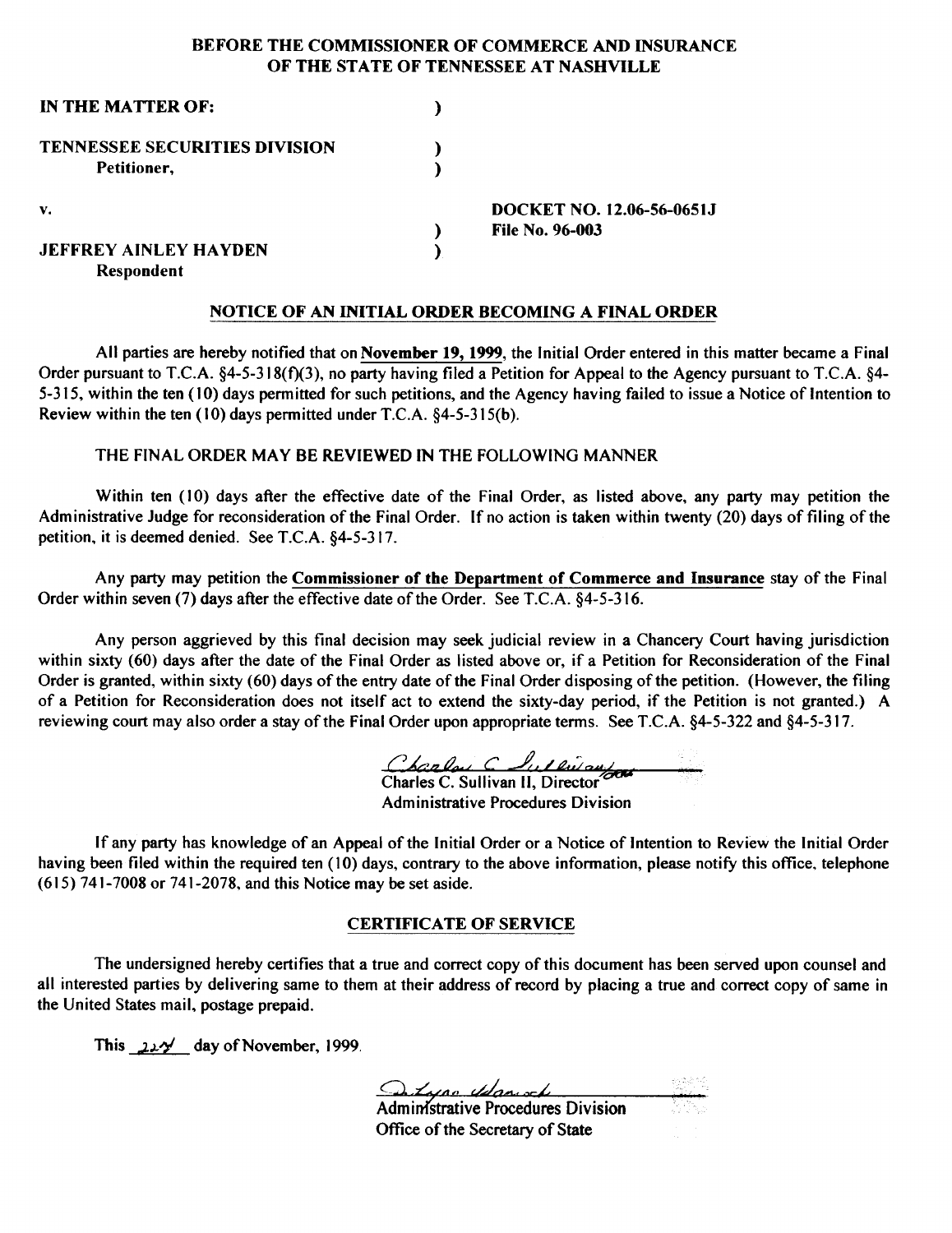**BEFORE THE COMMISSIONER OF COMMERCE AND INSURANCE OF THE STATE OF TENNESSEE AT NASHVILLE**

| | | |
|---|---|---|
| **IN THE MATTER OF:** | ) | |
| **TENNESSEE SECURITIES DIVISION** | ) | |
| **Petitioner,** | ) | |
| **v.** | | **DOCKET NO. 12.06-56-0651J** |
| | ) | **File No. 96-003** |
| **JEFFREY AINLEY HAYDEN** | ) | |
| **Respondent** | | |

## NOTICE OF AN INITIAL ORDER BECOMING A FINAL ORDER

All parties are hereby notified that on **November 19, 1999**, the Initial Order entered in this matter became a Final Order pursuant to T.C.A. §4-5-318(f)(3), no party having filed a Petition for Appeal to the Agency pursuant to T.C.A. §4-5-315, within the ten (10) days permitted for such petitions, and the Agency having failed to issue a Notice of Intention to Review within the ten (10) days permitted under T.C.A. §4-5-315(b).

THE FINAL ORDER MAY BE REVIEWED IN THE FOLLOWING MANNER

Within ten (10) days after the effective date of the Final Order, as listed above, any party may petition the Administrative Judge for reconsideration of the Final Order. If no action is taken within twenty (20) days of filing of the petition, it is deemed denied. See T.C.A. §4-5-317.

Any party may petition the **Commissioner of the Department of Commerce and Insurance** stay of the Final Order within seven (7) days after the effective date of the Order. See T.C.A. §4-5-316.

Any person aggrieved by this final decision may seek judicial review in a Chancery Court having jurisdiction within sixty (60) days after the date of the Final Order as listed above or, if a Petition for Reconsideration of the Final Order is granted, within sixty (60) days of the entry date of the Final Order disposing of the petition. (However, the filing of a Petition for Reconsideration does not itself act to extend the sixty-day period, if the Petition is not granted.) A reviewing court may also order a stay of the Final Order upon appropriate terms. See T.C.A. §4-5-322 and §4-5-317.

Charles C. Sullivan II, Director
Administrative Procedures Division

If any party has knowledge of an Appeal of the Initial Order or a Notice of Intention to Review the Initial Order having been filed within the required ten (10) days, contrary to the above information, please notify this office, telephone (615) 741-7008 or 741-2078, and this Notice may be set aside.

## CERTIFICATE OF SERVICE

The undersigned hereby certifies that a true and correct copy of this document has been served upon counsel and all interested parties by delivering same to them at their address of record by placing a true and correct copy of same in the United States mail, postage prepaid.

This 22nd day of November, 1999.

Administrative Procedures Division
Office of the Secretary of State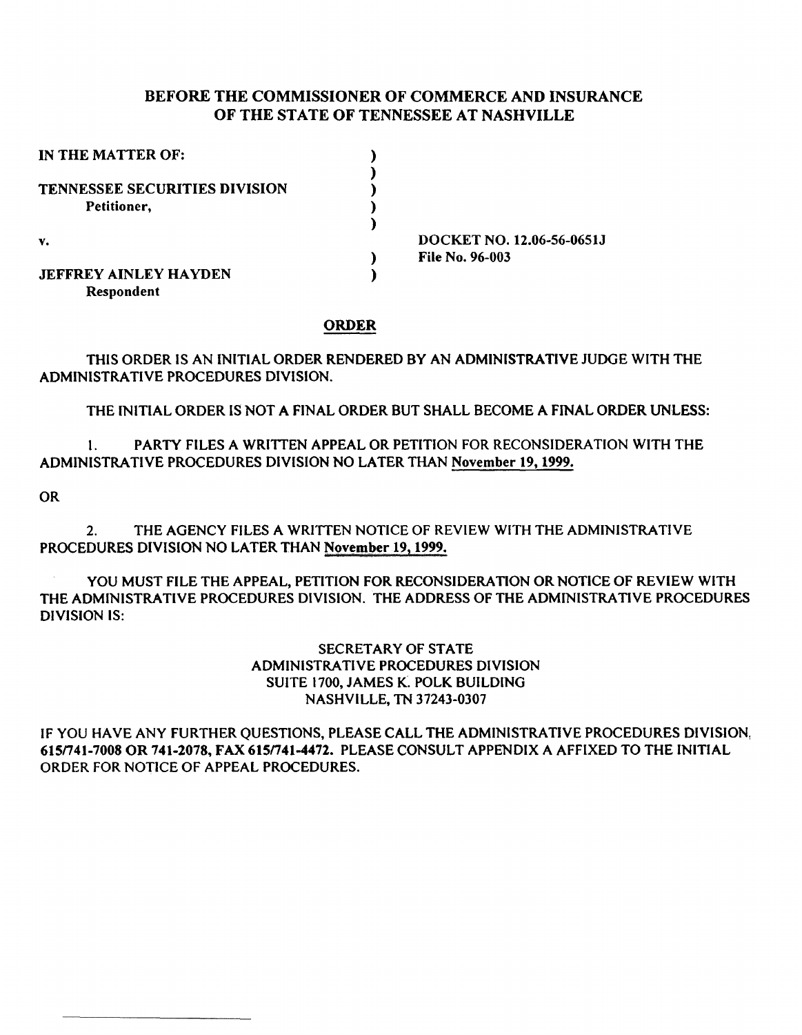**BEFORE THE COMMISSIONER OF COMMERCE AND INSURANCE OF THE STATE OF TENNESSEE AT NASHVILLE**

**IN THE MATTER OF:**

**TENNESSEE SECURITIES DIVISION**
**Petitioner,**

**v.**

**JEFFREY AINLEY HAYDEN**
**Respondent**

**DOCKET NO. 12.06-56-0651J**
**File No. 96-003**

**ORDER**

THIS ORDER IS AN INITIAL ORDER RENDERED BY AN ADMINISTRATIVE JUDGE WITH THE ADMINISTRATIVE PROCEDURES DIVISION.

THE INITIAL ORDER IS NOT A FINAL ORDER BUT SHALL BECOME A FINAL ORDER UNLESS:

1. PARTY FILES A WRITTEN APPEAL OR PETITION FOR RECONSIDERATION WITH THE ADMINISTRATIVE PROCEDURES DIVISION NO LATER THAN **November 19, 1999.**

OR

2. THE AGENCY FILES A WRITTEN NOTICE OF REVIEW WITH THE ADMINISTRATIVE PROCEDURES DIVISION NO LATER THAN **November 19, 1999.**

YOU MUST FILE THE APPEAL, PETITION FOR RECONSIDERATION OR NOTICE OF REVIEW WITH THE ADMINISTRATIVE PROCEDURES DIVISION. THE ADDRESS OF THE ADMINISTRATIVE PROCEDURES DIVISION IS:

SECRETARY OF STATE
ADMINISTRATIVE PROCEDURES DIVISION
SUITE 1700, JAMES K. POLK BUILDING
NASHVILLE, TN 37243-0307

IF YOU HAVE ANY FURTHER QUESTIONS, PLEASE CALL THE ADMINISTRATIVE PROCEDURES DIVISION, **615/741-7008 OR 741-2078, FAX 615/741-4472.** PLEASE CONSULT APPENDIX A AFFIXED TO THE INITIAL ORDER FOR NOTICE OF APPEAL PROCEDURES.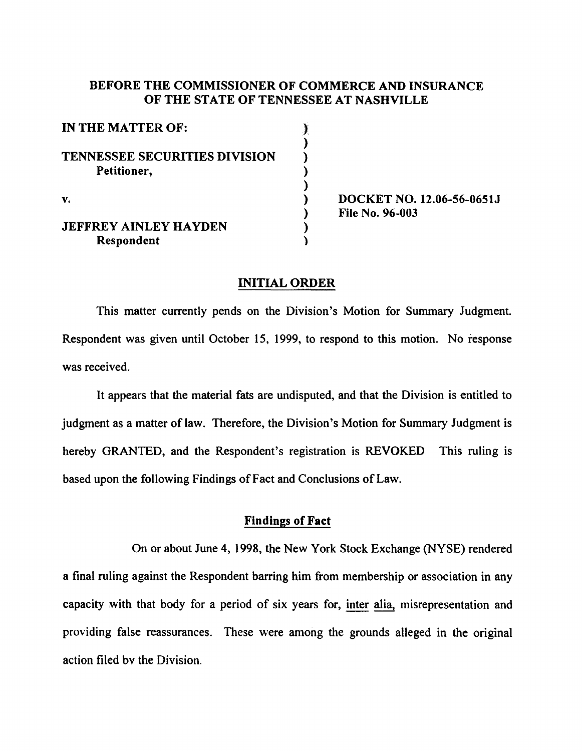**BEFORE THE COMMISSIONER OF COMMERCE AND INSURANCE OF THE STATE OF TENNESSEE AT NASHVILLE**

| | | |
|---|---|---|
| **IN THE MATTER OF:** | ) | |
| | ) | |
| **TENNESSEE SECURITIES DIVISION** | ) | |
| **Petitioner,** | ) | |
| | ) | |
| **v.** | ) | **DOCKET NO. 12.06-56-0651J** |
| | ) | **File No. 96-003** |
| **JEFFREY AINLEY HAYDEN** | ) | |
| **Respondent** | ) | |

## INITIAL ORDER

This matter currently pends on the Division's Motion for Summary Judgment. Respondent was given until October 15, 1999, to respond to this motion. No response was received.

It appears that the material fats are undisputed, and that the Division is entitled to judgment as a matter of law. Therefore, the Division's Motion for Summary Judgment is hereby GRANTED, and the Respondent's registration is REVOKED. This ruling is based upon the following Findings of Fact and Conclusions of Law.

### Findings of Fact

On or about June 4, 1998, the New York Stock Exchange (NYSE) rendered a final ruling against the Respondent barring him from membership or association in any capacity with that body for a period of six years for, inter alia, misrepresentation and providing false reassurances. These were among the grounds alleged in the original action filed bv the Division.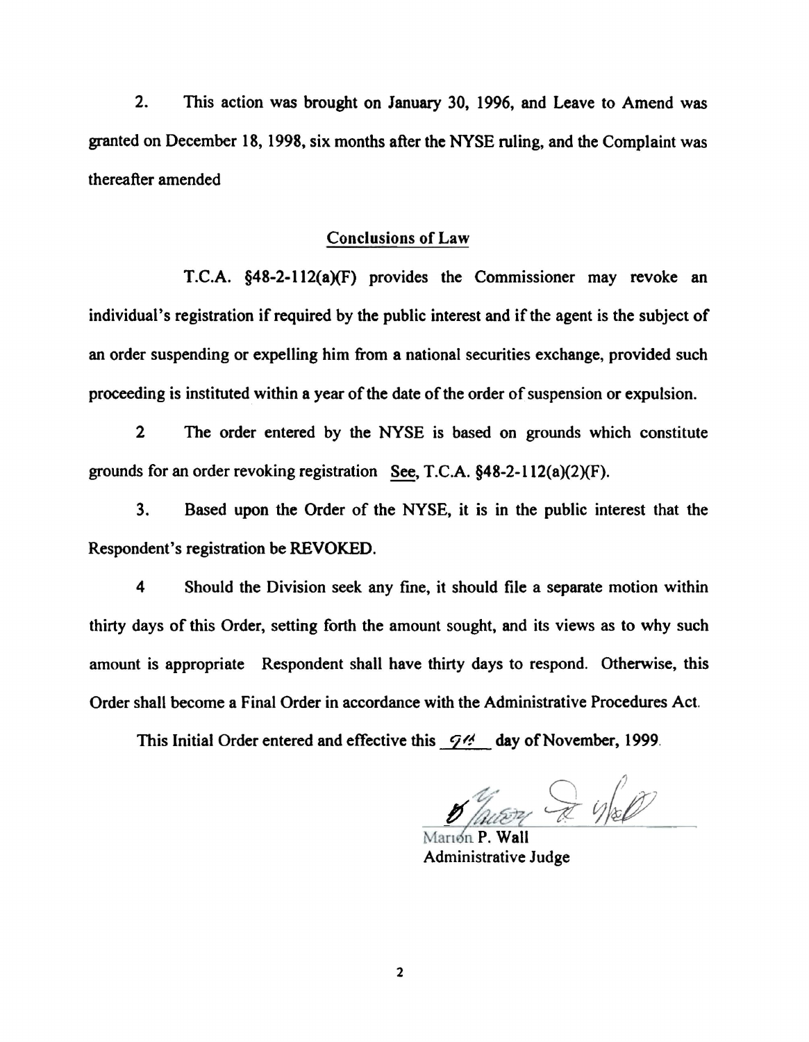2. This action was brought on January 30, 1996, and Leave to Amend was granted on December 18, 1998, six months after the NYSE ruling, and the Complaint was thereafter amended

## Conclusions of Law

T.C.A. §48-2-112(a)(F) provides the Commissioner may revoke an individual's registration if required by the public interest and if the agent is the subject of an order suspending or expelling him from a national securities exchange, provided such proceeding is instituted within a year of the date of the order of suspension or expulsion.

2 The order entered by the NYSE is based on grounds which constitute grounds for an order revoking registration See, T.C.A. §48-2-112(a)(2)(F).

3. Based upon the Order of the NYSE, it is in the public interest that the Respondent's registration be REVOKED.

4 Should the Division seek any fine, it should file a separate motion within thirty days of this Order, setting forth the amount sought, and its views as to why such amount is appropriate Respondent shall have thirty days to respond. Otherwise, this Order shall become a Final Order in accordance with the Administrative Procedures Act.

This Initial Order entered and effective this 9th day of November, 1999.

Marion P. Wall
Administrative Judge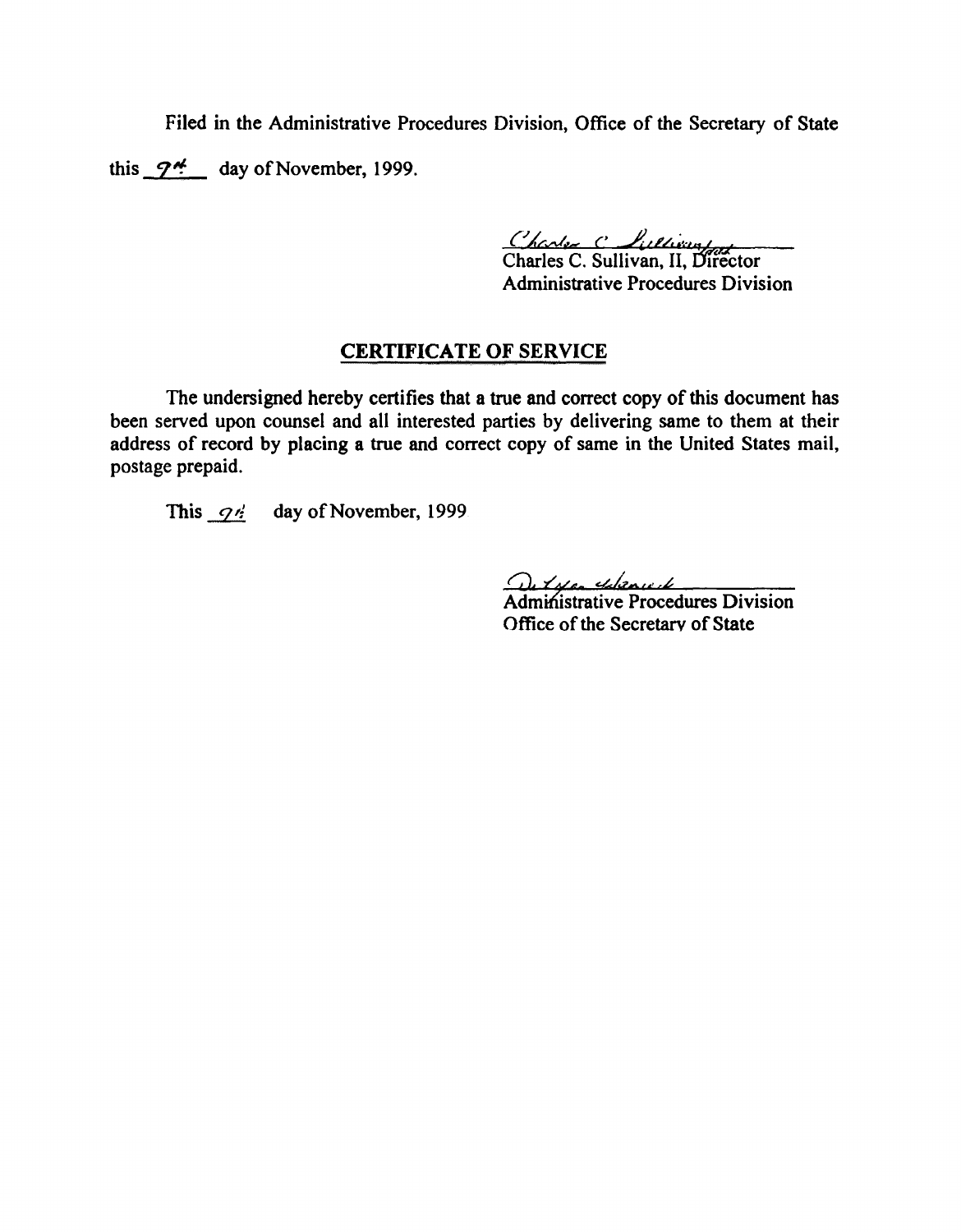Filed in the Administrative Procedures Division, Office of the Secretary of State this 9th day of November, 1999.

Charles C. Sullivan, II, Director
Administrative Procedures Division

## CERTIFICATE OF SERVICE

The undersigned hereby certifies that a true and correct copy of this document has been served upon counsel and all interested parties by delivering same to them at their address of record by placing a true and correct copy of same in the United States mail, postage prepaid.

This 9th day of November, 1999

Administrative Procedures Division
Office of the Secretary of State